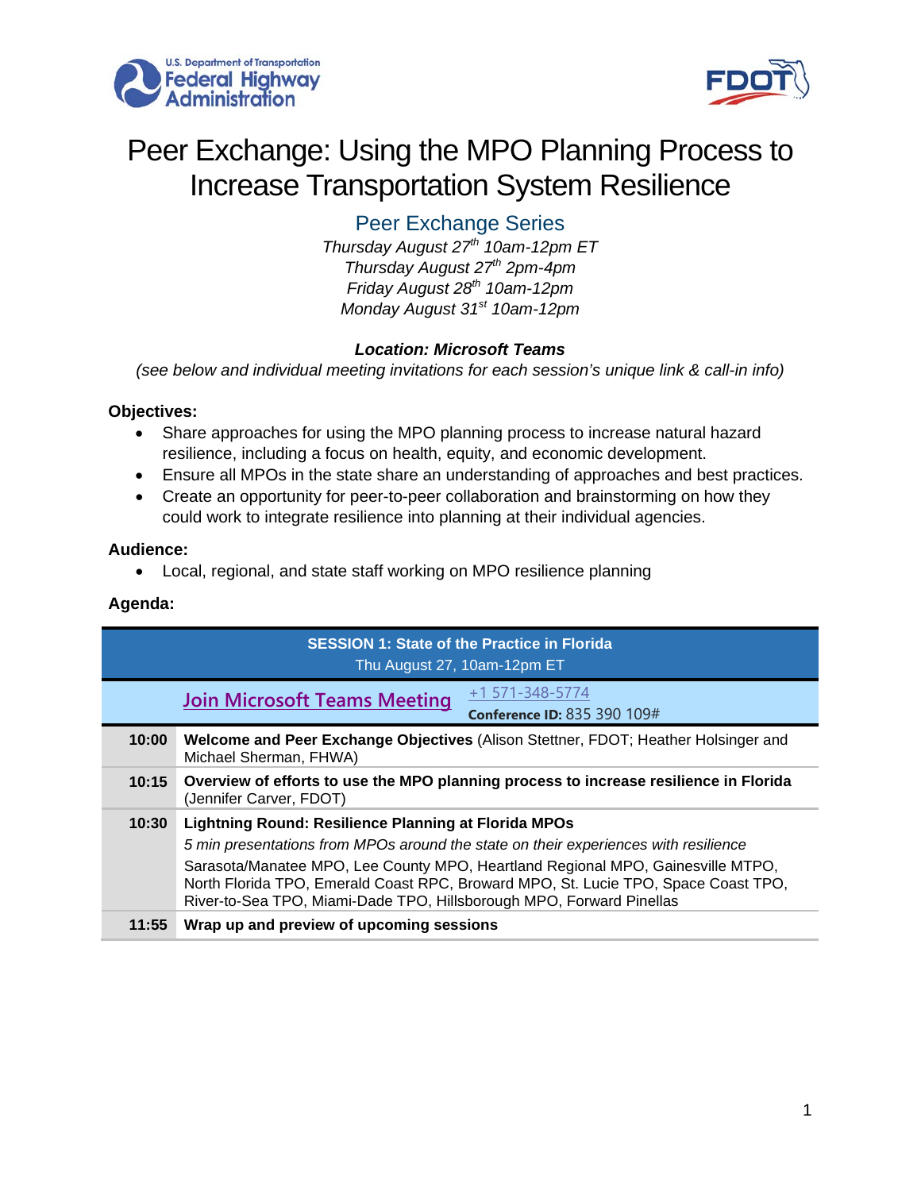# Peer Exchange: Using the MPO Planning Process to Increase Transportation System Resilience

## Peer Exchange Series

*Thursday August 27th 10am-12pm ET*
*Thursday August 27th 2pm-4pm*
*Friday August 28th 10am-12pm*
*Monday August 31st 10am-12pm*

***Location: Microsoft Teams***

*(see below and individual meeting invitations for each session's unique link & call-in info)*

**Objectives:**

- Share approaches for using the MPO planning process to increase natural hazard resilience, including a focus on health, equity, and economic development.
- Ensure all MPOs in the state share an understanding of approaches and best practices.
- Create an opportunity for peer-to-peer collaboration and brainstorming on how they could work to integrate resilience into planning at their individual agencies.

**Audience:**

- Local, regional, and state staff working on MPO resilience planning

**Agenda:**

| **SESSION 1: State of the Practice in Florida** Thu August 27, 10am-12pm ET | |
|---|---|
| | Join Microsoft Teams Meeting — +1 571-348-5774 **Conference ID:** 835 390 109# |
| **10:00** | **Welcome and Peer Exchange Objectives** (Alison Stettner, FDOT; Heather Holsinger and Michael Sherman, FHWA) |
| **10:15** | **Overview of efforts to use the MPO planning process to increase resilience in Florida** (Jennifer Carver, FDOT) |
| **10:30** | **Lightning Round: Resilience Planning at Florida MPOs** *5 min presentations from MPOs around the state on their experiences with resilience* Sarasota/Manatee MPO, Lee County MPO, Heartland Regional MPO, Gainesville MTPO, North Florida TPO, Emerald Coast RPC, Broward MPO, St. Lucie TPO, Space Coast TPO, River-to-Sea TPO, Miami-Dade TPO, Hillsborough MPO, Forward Pinellas |
| **11:55** | **Wrap up and preview of upcoming sessions** |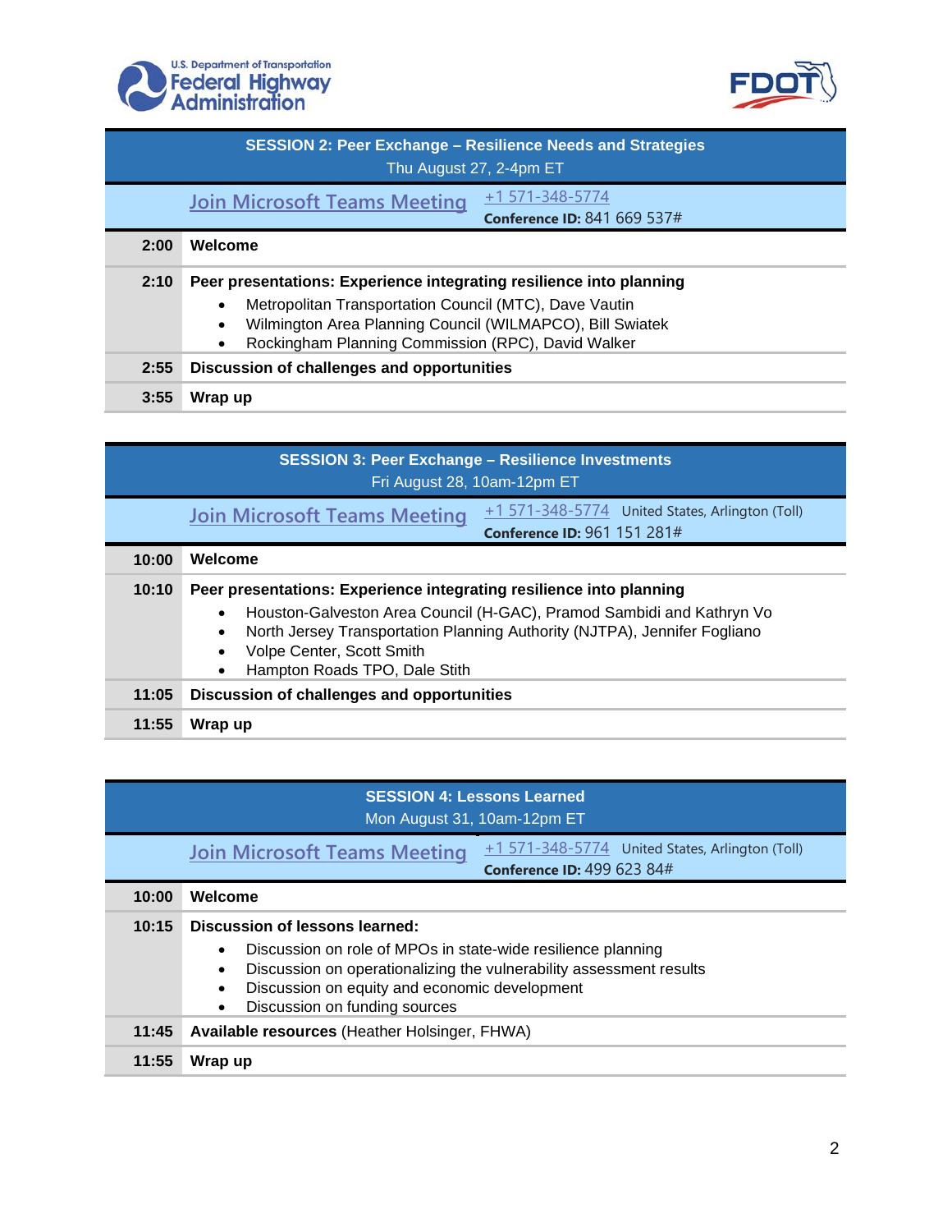U.S. Department of Transportation
Federal Highway Administration

FDOT

## SESSION 2: Peer Exchange – Resilience Needs and Strategies

Thu August 27, 2-4pm ET

Join Microsoft Teams Meeting | +1 571-348-5774
**Conference ID:** 841 669 537#

| | |
|---|---|
| **2:00** | **Welcome** |
| **2:10** | **Peer presentations: Experience integrating resilience into planning**<br>• Metropolitan Transportation Council (MTC), Dave Vautin<br>• Wilmington Area Planning Council (WILMAPCO), Bill Swiatek<br>• Rockingham Planning Commission (RPC), David Walker |
| **2:55** | **Discussion of challenges and opportunities** |
| **3:55** | **Wrap up** |

## SESSION 3: Peer Exchange – Resilience Investments

Fri August 28, 10am-12pm ET

Join Microsoft Teams Meeting | +1 571-348-5774 United States, Arlington (Toll)
**Conference ID:** 961 151 281#

| | |
|---|---|
| **10:00** | **Welcome** |
| **10:10** | **Peer presentations: Experience integrating resilience into planning**<br>• Houston-Galveston Area Council (H-GAC), Pramod Sambidi and Kathryn Vo<br>• North Jersey Transportation Planning Authority (NJTPA), Jennifer Fogliano<br>• Volpe Center, Scott Smith<br>• Hampton Roads TPO, Dale Stith |
| **11:05** | **Discussion of challenges and opportunities** |
| **11:55** | **Wrap up** |

## SESSION 4: Lessons Learned

Mon August 31, 10am-12pm ET

Join Microsoft Teams Meeting | +1 571-348-5774 United States, Arlington (Toll)
**Conference ID:** 499 623 84#

| | |
|---|---|
| **10:00** | **Welcome** |
| **10:15** | **Discussion of lessons learned:**<br>• Discussion on role of MPOs in state-wide resilience planning<br>• Discussion on operationalizing the vulnerability assessment results<br>• Discussion on equity and economic development<br>• Discussion on funding sources |
| **11:45** | **Available resources** (Heather Holsinger, FHWA) |
| **11:55** | **Wrap up** |